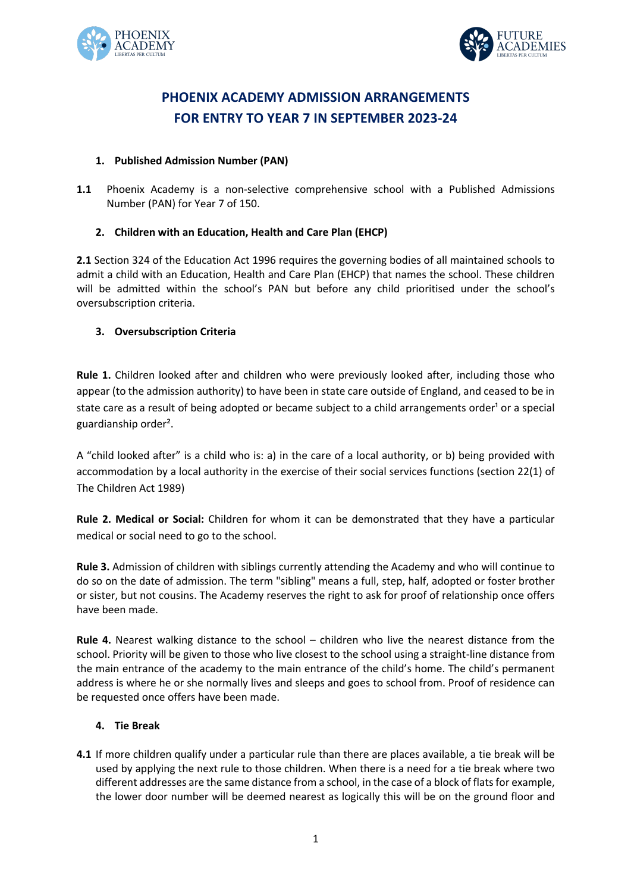# PHOENIX ACADEMY ADMISSION ARRANGEMENTS FOR ENTRY TO YEAR 7 IN SEPTEMBER 2023-24

## 1. Published Admission Number (PAN)

**1.1** Phoenix Academy is a non-selective comprehensive school with a Published Admissions Number (PAN) for Year 7 of 150.

## 2. Children with an Education, Health and Care Plan (EHCP)

**2.1** Section 324 of the Education Act 1996 requires the governing bodies of all maintained schools to admit a child with an Education, Health and Care Plan (EHCP) that names the school. These children will be admitted within the school's PAN but before any child prioritised under the school's oversubscription criteria.

## 3. Oversubscription Criteria

**Rule 1.** Children looked after and children who were previously looked after, including those who appear (to the admission authority) to have been in state care outside of England, and ceased to be in state care as a result of being adopted or became subject to a child arrangements order[1] or a special guardianship order[2].

A "child looked after" is a child who is: a) in the care of a local authority, or b) being provided with accommodation by a local authority in the exercise of their social services functions (section 22(1) of The Children Act 1989)

**Rule 2. Medical or Social:** Children for whom it can be demonstrated that they have a particular medical or social need to go to the school.

**Rule 3.** Admission of children with siblings currently attending the Academy and who will continue to do so on the date of admission. The term "sibling" means a full, step, half, adopted or foster brother or sister, but not cousins. The Academy reserves the right to ask for proof of relationship once offers have been made.

**Rule 4.** Nearest walking distance to the school – children who live the nearest distance from the school. Priority will be given to those who live closest to the school using a straight-line distance from the main entrance of the academy to the main entrance of the child's home. The child's permanent address is where he or she normally lives and sleeps and goes to school from. Proof of residence can be requested once offers have been made.

## 4. Tie Break

**4.1** If more children qualify under a particular rule than there are places available, a tie break will be used by applying the next rule to those children. When there is a need for a tie break where two different addresses are the same distance from a school, in the case of a block of flats for example, the lower door number will be deemed nearest as logically this will be on the ground floor and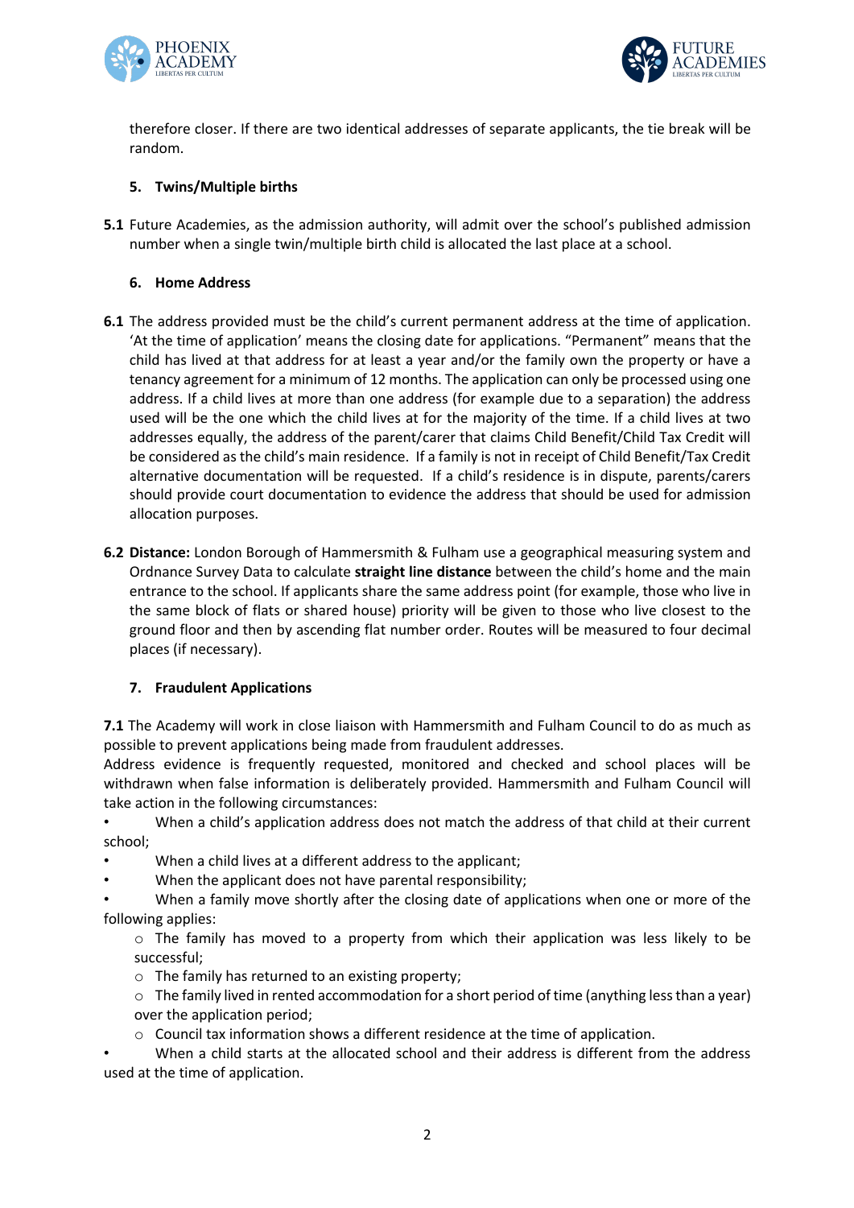therefore closer. If there are two identical addresses of separate applicants, the tie break will be random.

## 5. Twins/Multiple births

**5.1** Future Academies, as the admission authority, will admit over the school's published admission number when a single twin/multiple birth child is allocated the last place at a school.

## 6. Home Address

**6.1** The address provided must be the child's current permanent address at the time of application. 'At the time of application' means the closing date for applications. "Permanent" means that the child has lived at that address for at least a year and/or the family own the property or have a tenancy agreement for a minimum of 12 months. The application can only be processed using one address. If a child lives at more than one address (for example due to a separation) the address used will be the one which the child lives at for the majority of the time. If a child lives at two addresses equally, the address of the parent/carer that claims Child Benefit/Child Tax Credit will be considered as the child's main residence. If a family is not in receipt of Child Benefit/Tax Credit alternative documentation will be requested. If a child's residence is in dispute, parents/carers should provide court documentation to evidence the address that should be used for admission allocation purposes.

**6.2 Distance:** London Borough of Hammersmith & Fulham use a geographical measuring system and Ordnance Survey Data to calculate **straight line distance** between the child's home and the main entrance to the school. If applicants share the same address point (for example, those who live in the same block of flats or shared house) priority will be given to those who live closest to the ground floor and then by ascending flat number order. Routes will be measured to four decimal places (if necessary).

## 7. Fraudulent Applications

**7.1** The Academy will work in close liaison with Hammersmith and Fulham Council to do as much as possible to prevent applications being made from fraudulent addresses.
Address evidence is frequently requested, monitored and checked and school places will be withdrawn when false information is deliberately provided. Hammersmith and Fulham Council will take action in the following circumstances:

- When a child's application address does not match the address of that child at their current school;
- When a child lives at a different address to the applicant;
- When the applicant does not have parental responsibility;
- When a family move shortly after the closing date of applications when one or more of the following applies:
  - The family has moved to a property from which their application was less likely to be successful;
  - The family has returned to an existing property;
  - The family lived in rented accommodation for a short period of time (anything less than a year) over the application period;
  - Council tax information shows a different residence at the time of application.
- When a child starts at the allocated school and their address is different from the address used at the time of application.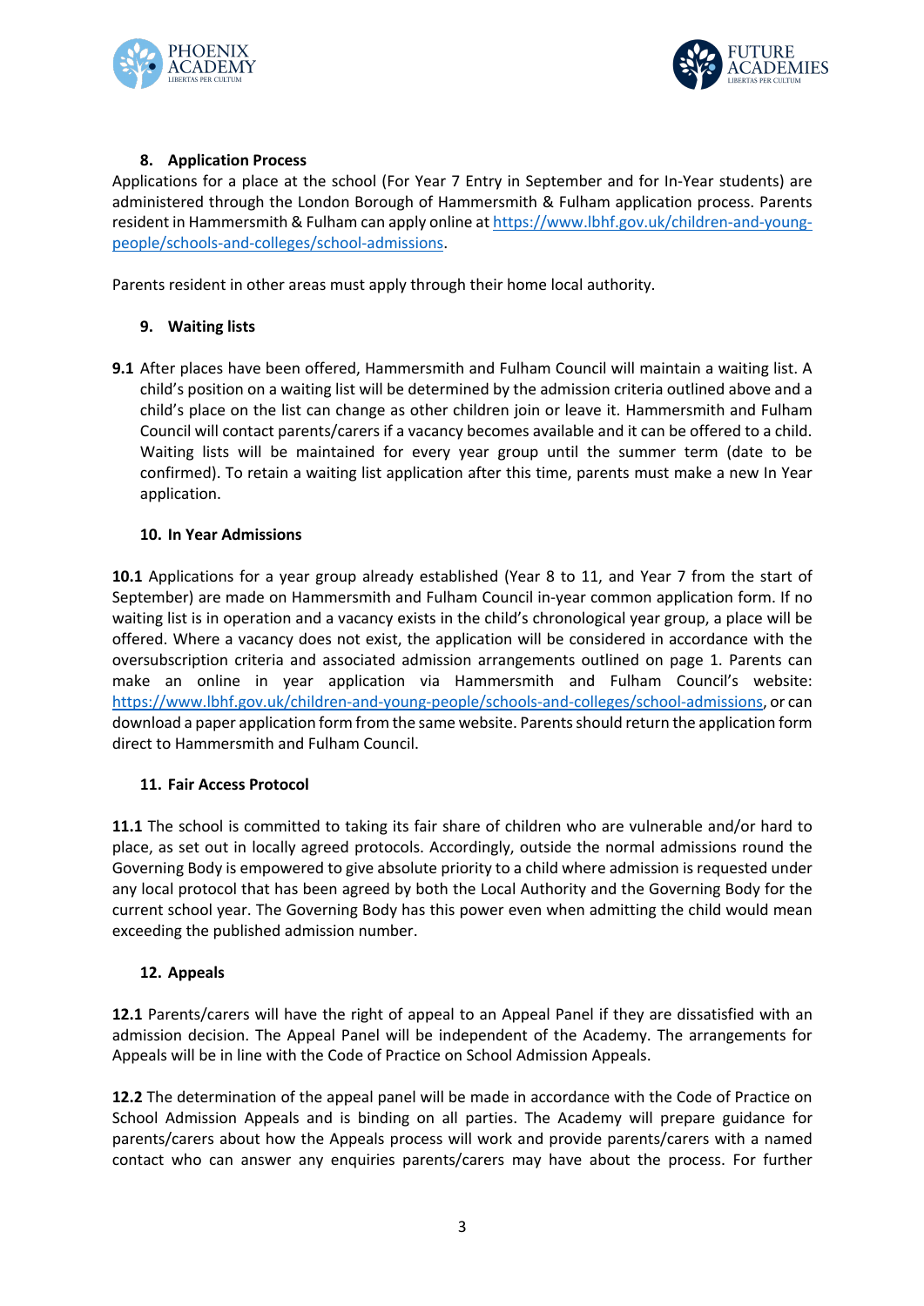## 8. Application Process

Applications for a place at the school (For Year 7 Entry in September and for In-Year students) are administered through the London Borough of Hammersmith & Fulham application process. Parents resident in Hammersmith & Fulham can apply online at https://www.lbhf.gov.uk/children-and-young-people/schools-and-colleges/school-admissions.

Parents resident in other areas must apply through their home local authority.

## 9. Waiting lists

**9.1** After places have been offered, Hammersmith and Fulham Council will maintain a waiting list. A child's position on a waiting list will be determined by the admission criteria outlined above and a child's place on the list can change as other children join or leave it. Hammersmith and Fulham Council will contact parents/carers if a vacancy becomes available and it can be offered to a child. Waiting lists will be maintained for every year group until the summer term (date to be confirmed). To retain a waiting list application after this time, parents must make a new In Year application.

## 10. In Year Admissions

**10.1** Applications for a year group already established (Year 8 to 11, and Year 7 from the start of September) are made on Hammersmith and Fulham Council in-year common application form. If no waiting list is in operation and a vacancy exists in the child's chronological year group, a place will be offered. Where a vacancy does not exist, the application will be considered in accordance with the oversubscription criteria and associated admission arrangements outlined on page 1. Parents can make an online in year application via Hammersmith and Fulham Council's website: https://www.lbhf.gov.uk/children-and-young-people/schools-and-colleges/school-admissions, or can download a paper application form from the same website. Parents should return the application form direct to Hammersmith and Fulham Council.

## 11. Fair Access Protocol

**11.1** The school is committed to taking its fair share of children who are vulnerable and/or hard to place, as set out in locally agreed protocols. Accordingly, outside the normal admissions round the Governing Body is empowered to give absolute priority to a child where admission is requested under any local protocol that has been agreed by both the Local Authority and the Governing Body for the current school year. The Governing Body has this power even when admitting the child would mean exceeding the published admission number.

## 12. Appeals

**12.1** Parents/carers will have the right of appeal to an Appeal Panel if they are dissatisfied with an admission decision. The Appeal Panel will be independent of the Academy. The arrangements for Appeals will be in line with the Code of Practice on School Admission Appeals.

**12.2** The determination of the appeal panel will be made in accordance with the Code of Practice on School Admission Appeals and is binding on all parties. The Academy will prepare guidance for parents/carers about how the Appeals process will work and provide parents/carers with a named contact who can answer any enquiries parents/carers may have about the process. For further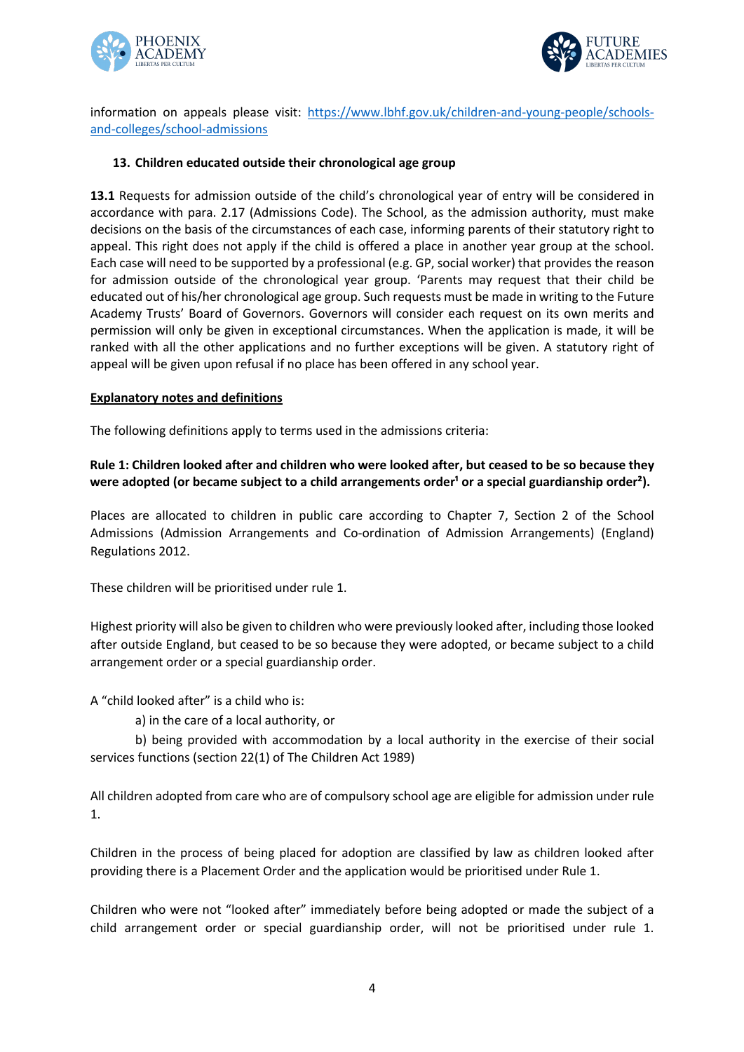information on appeals please visit: [https://www.lbhf.gov.uk/children-and-young-people/schools-and-colleges/school-admissions](https://www.lbhf.gov.uk/children-and-young-people/schools-and-colleges/school-admissions)

### 13. Children educated outside their chronological age group

**13.1** Requests for admission outside of the child's chronological year of entry will be considered in accordance with para. 2.17 (Admissions Code). The School, as the admission authority, must make decisions on the basis of the circumstances of each case, informing parents of their statutory right to appeal. This right does not apply if the child is offered a place in another year group at the school. Each case will need to be supported by a professional (e.g. GP, social worker) that provides the reason for admission outside of the chronological year group. 'Parents may request that their child be educated out of his/her chronological age group. Such requests must be made in writing to the Future Academy Trusts' Board of Governors. Governors will consider each request on its own merits and permission will only be given in exceptional circumstances. When the application is made, it will be ranked with all the other applications and no further exceptions will be given. A statutory right of appeal will be given upon refusal if no place has been offered in any school year.

**Explanatory notes and definitions**

The following definitions apply to terms used in the admissions criteria:

**Rule 1: Children looked after and children who were looked after, but ceased to be so because they were adopted (or became subject to a child arrangements order[1] or a special guardianship order[2]).**

Places are allocated to children in public care according to Chapter 7, Section 2 of the School Admissions (Admission Arrangements and Co-ordination of Admission Arrangements) (England) Regulations 2012.

These children will be prioritised under rule 1.

Highest priority will also be given to children who were previously looked after, including those looked after outside England, but ceased to be so because they were adopted, or became subject to a child arrangement order or a special guardianship order.

A "child looked after" is a child who is:

a) in the care of a local authority, or

b) being provided with accommodation by a local authority in the exercise of their social services functions (section 22(1) of The Children Act 1989)

All children adopted from care who are of compulsory school age are eligible for admission under rule 1.

Children in the process of being placed for adoption are classified by law as children looked after providing there is a Placement Order and the application would be prioritised under Rule 1.

Children who were not "looked after" immediately before being adopted or made the subject of a child arrangement order or special guardianship order, will not be prioritised under rule 1.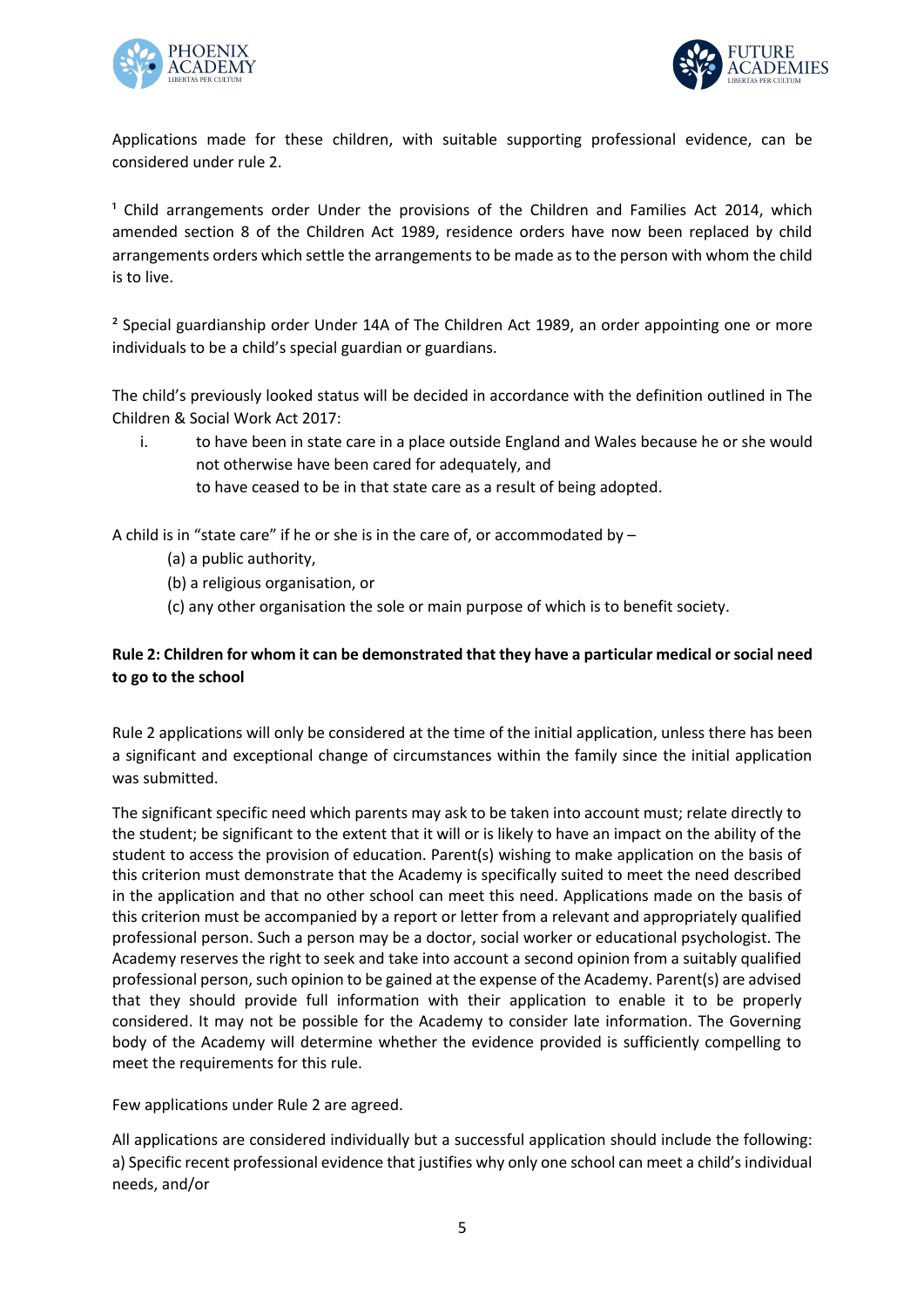Applications made for these children, with suitable supporting professional evidence, can be considered under rule 2.

[1] Child arrangements order Under the provisions of the Children and Families Act 2014, which amended section 8 of the Children Act 1989, residence orders have now been replaced by child arrangements orders which settle the arrangements to be made as to the person with whom the child is to live.

[2] Special guardianship order Under 14A of The Children Act 1989, an order appointing one or more individuals to be a child's special guardian or guardians.

The child's previously looked status will be decided in accordance with the definition outlined in The Children & Social Work Act 2017:

i. to have been in state care in a place outside England and Wales because he or she would not otherwise have been cared for adequately, and
   to have ceased to be in that state care as a result of being adopted.

A child is in "state care" if he or she is in the care of, or accommodated by –

(a) a public authority,
(b) a religious organisation, or
(c) any other organisation the sole or main purpose of which is to benefit society.

**Rule 2: Children for whom it can be demonstrated that they have a particular medical or social need to go to the school**

Rule 2 applications will only be considered at the time of the initial application, unless there has been a significant and exceptional change of circumstances within the family since the initial application was submitted.

The significant specific need which parents may ask to be taken into account must; relate directly to the student; be significant to the extent that it will or is likely to have an impact on the ability of the student to access the provision of education. Parent(s) wishing to make application on the basis of this criterion must demonstrate that the Academy is specifically suited to meet the need described in the application and that no other school can meet this need. Applications made on the basis of this criterion must be accompanied by a report or letter from a relevant and appropriately qualified professional person. Such a person may be a doctor, social worker or educational psychologist. The Academy reserves the right to seek and take into account a second opinion from a suitably qualified professional person, such opinion to be gained at the expense of the Academy. Parent(s) are advised that they should provide full information with their application to enable it to be properly considered. It may not be possible for the Academy to consider late information. The Governing body of the Academy will determine whether the evidence provided is sufficiently compelling to meet the requirements for this rule.

Few applications under Rule 2 are agreed.

All applications are considered individually but a successful application should include the following:
a) Specific recent professional evidence that justifies why only one school can meet a child's individual needs, and/or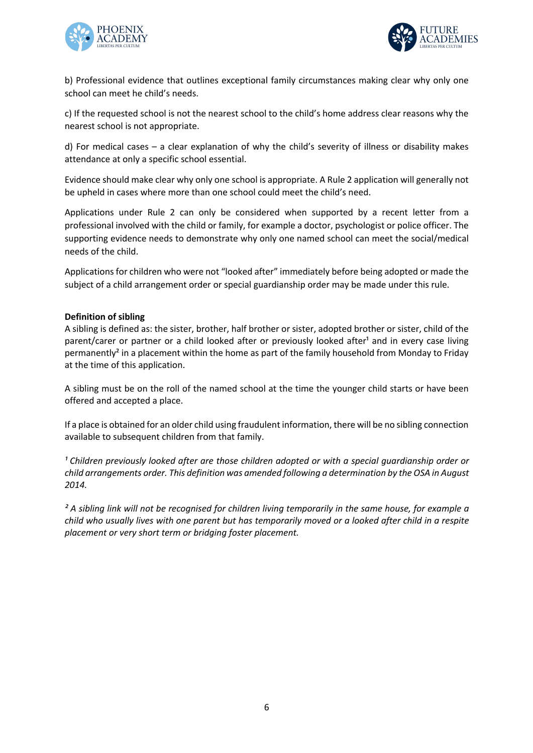b) Professional evidence that outlines exceptional family circumstances making clear why only one school can meet he child's needs.

c) If the requested school is not the nearest school to the child's home address clear reasons why the nearest school is not appropriate.

d) For medical cases – a clear explanation of why the child's severity of illness or disability makes attendance at only a specific school essential.

Evidence should make clear why only one school is appropriate. A Rule 2 application will generally not be upheld in cases where more than one school could meet the child's need.

Applications under Rule 2 can only be considered when supported by a recent letter from a professional involved with the child or family, for example a doctor, psychologist or police officer. The supporting evidence needs to demonstrate why only one named school can meet the social/medical needs of the child.

Applications for children who were not "looked after" immediately before being adopted or made the subject of a child arrangement order or special guardianship order may be made under this rule.

**Definition of sibling**

A sibling is defined as: the sister, brother, half brother or sister, adopted brother or sister, child of the parent/carer or partner or a child looked after or previously looked after[1] and in every case living permanently[2] in a placement within the home as part of the family household from Monday to Friday at the time of this application.

A sibling must be on the roll of the named school at the time the younger child starts or have been offered and accepted a place.

If a place is obtained for an older child using fraudulent information, there will be no sibling connection available to subsequent children from that family.

*[1] Children previously looked after are those children adopted or with a special guardianship order or child arrangements order. This definition was amended following a determination by the OSA in August 2014.*

*[2] A sibling link will not be recognised for children living temporarily in the same house, for example a child who usually lives with one parent but has temporarily moved or a looked after child in a respite placement or very short term or bridging foster placement.*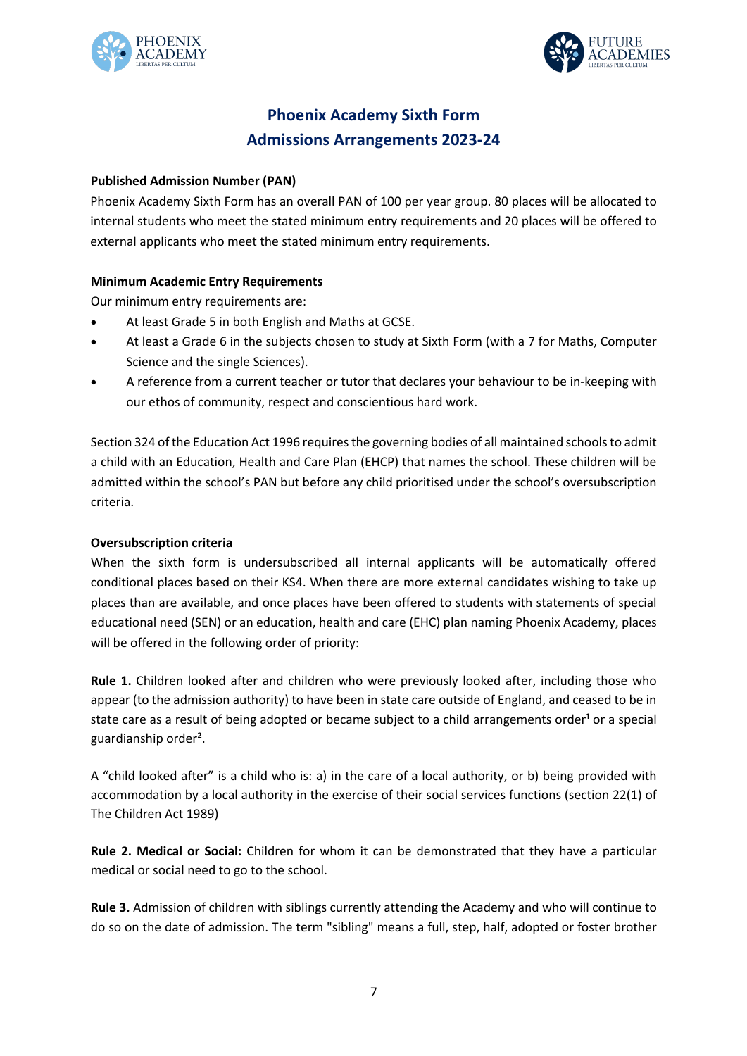# Phoenix Academy Sixth Form
## Admissions Arrangements 2023-24

**Published Admission Number (PAN)**

Phoenix Academy Sixth Form has an overall PAN of 100 per year group. 80 places will be allocated to internal students who meet the stated minimum entry requirements and 20 places will be offered to external applicants who meet the stated minimum entry requirements.

**Minimum Academic Entry Requirements**

Our minimum entry requirements are:

- At least Grade 5 in both English and Maths at GCSE.
- At least a Grade 6 in the subjects chosen to study at Sixth Form (with a 7 for Maths, Computer Science and the single Sciences).
- A reference from a current teacher or tutor that declares your behaviour to be in-keeping with our ethos of community, respect and conscientious hard work.

Section 324 of the Education Act 1996 requires the governing bodies of all maintained schools to admit a child with an Education, Health and Care Plan (EHCP) that names the school. These children will be admitted within the school's PAN but before any child prioritised under the school's oversubscription criteria.

**Oversubscription criteria**

When the sixth form is undersubscribed all internal applicants will be automatically offered conditional places based on their KS4. When there are more external candidates wishing to take up places than are available, and once places have been offered to students with statements of special educational need (SEN) or an education, health and care (EHC) plan naming Phoenix Academy, places will be offered in the following order of priority:

**Rule 1.** Children looked after and children who were previously looked after, including those who appear (to the admission authority) to have been in state care outside of England, and ceased to be in state care as a result of being adopted or became subject to a child arrangements order[1] or a special guardianship order[2].

A "child looked after" is a child who is: a) in the care of a local authority, or b) being provided with accommodation by a local authority in the exercise of their social services functions (section 22(1) of The Children Act 1989)

**Rule 2. Medical or Social:** Children for whom it can be demonstrated that they have a particular medical or social need to go to the school.

**Rule 3.** Admission of children with siblings currently attending the Academy and who will continue to do so on the date of admission. The term "sibling" means a full, step, half, adopted or foster brother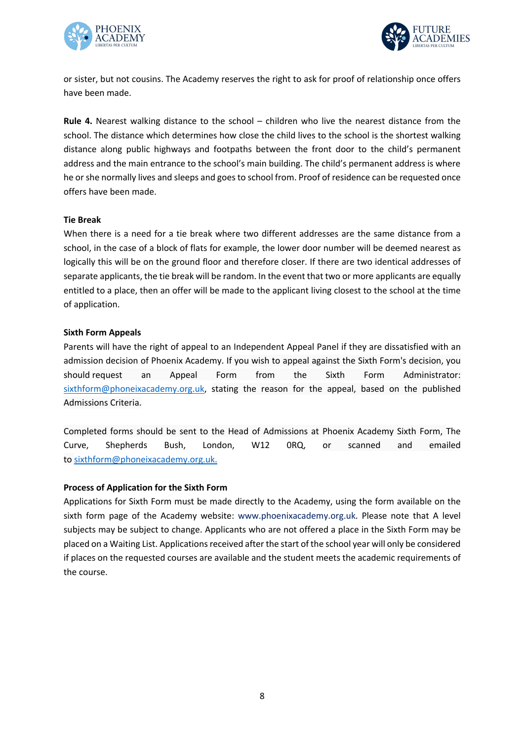or sister, but not cousins. The Academy reserves the right to ask for proof of relationship once offers have been made.

**Rule 4.** Nearest walking distance to the school – children who live the nearest distance from the school. The distance which determines how close the child lives to the school is the shortest walking distance along public highways and footpaths between the front door to the child's permanent address and the main entrance to the school's main building. The child's permanent address is where he or she normally lives and sleeps and goes to school from. Proof of residence can be requested once offers have been made.

**Tie Break**

When there is a need for a tie break where two different addresses are the same distance from a school, in the case of a block of flats for example, the lower door number will be deemed nearest as logically this will be on the ground floor and therefore closer. If there are two identical addresses of separate applicants, the tie break will be random. In the event that two or more applicants are equally entitled to a place, then an offer will be made to the applicant living closest to the school at the time of application.

**Sixth Form Appeals**

Parents will have the right of appeal to an Independent Appeal Panel if they are dissatisfied with an admission decision of Phoenix Academy. If you wish to appeal against the Sixth Form's decision, you should request an Appeal Form from the Sixth Form Administrator: sixthform@phoneixacademy.org.uk, stating the reason for the appeal, based on the published Admissions Criteria.

Completed forms should be sent to the Head of Admissions at Phoenix Academy Sixth Form, The Curve, Shepherds Bush, London, W12 0RQ, or scanned and emailed to sixthform@phoneixacademy.org.uk.

**Process of Application for the Sixth Form**

Applications for Sixth Form must be made directly to the Academy, using the form available on the sixth form page of the Academy website: www.phoenixacademy.org.uk. Please note that A level subjects may be subject to change. Applicants who are not offered a place in the Sixth Form may be placed on a Waiting List. Applications received after the start of the school year will only be considered if places on the requested courses are available and the student meets the academic requirements of the course.